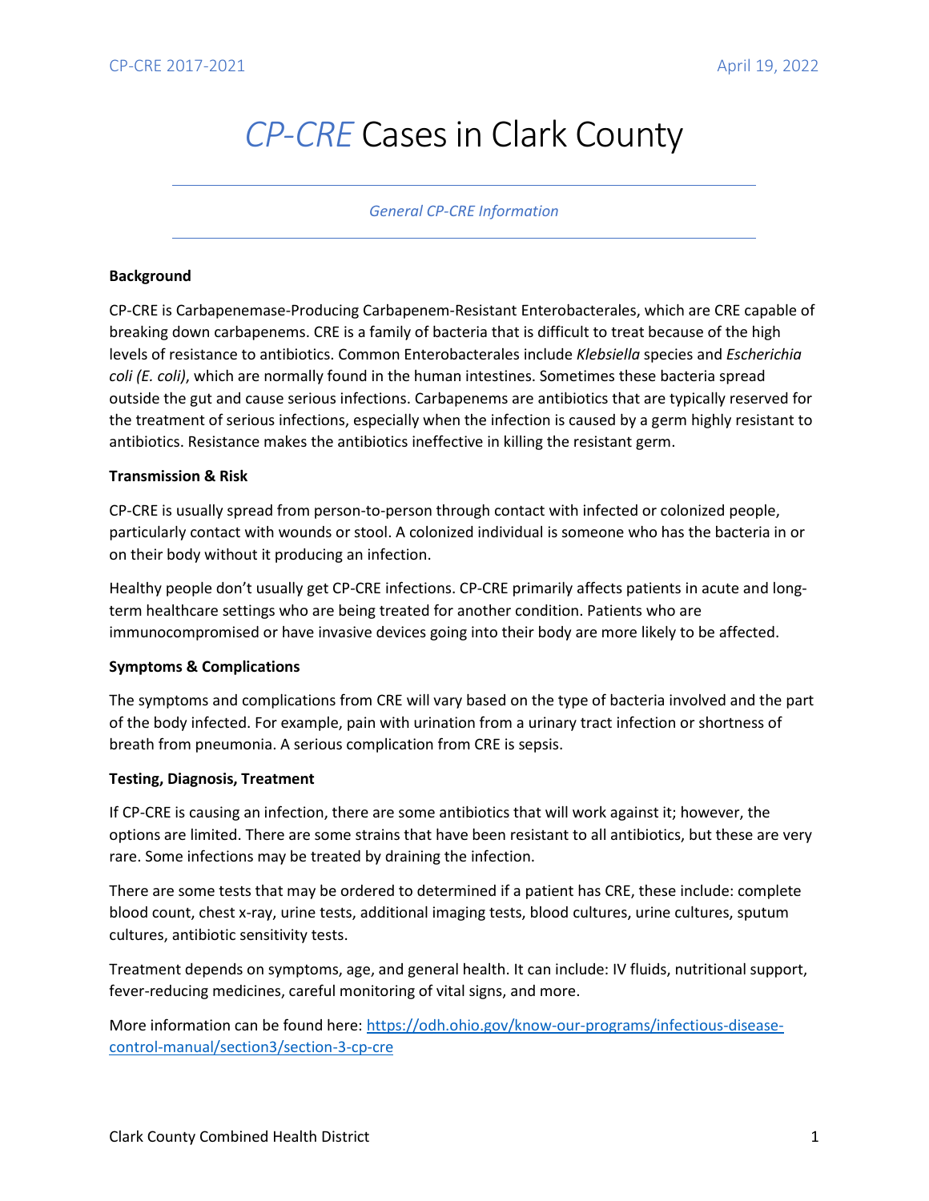# *CP-CRE* Cases in Clark County

*General CP-CRE Information*

**Background**

CP-CRE is Carbapenemase-Producing Carbapenem-Resistant Enterobacterales, which are CRE capable of breaking down carbapenems. CRE is a family of bacteria that is difficult to treat because of the high levels of resistance to antibiotics. Common Enterobacterales include *Klebsiella* species and *Escherichia coli (E. coli)*, which are normally found in the human intestines. Sometimes these bacteria spread outside the gut and cause serious infections. Carbapenems are antibiotics that are typically reserved for the treatment of serious infections, especially when the infection is caused by a germ highly resistant to antibiotics. Resistance makes the antibiotics ineffective in killing the resistant germ.

**Transmission & Risk**

CP-CRE is usually spread from person-to-person through contact with infected or colonized people, particularly contact with wounds or stool. A colonized individual is someone who has the bacteria in or on their body without it producing an infection.

Healthy people don't usually get CP-CRE infections. CP-CRE primarily affects patients in acute and long-term healthcare settings who are being treated for another condition. Patients who are immunocompromised or have invasive devices going into their body are more likely to be affected.

**Symptoms & Complications**

The symptoms and complications from CRE will vary based on the type of bacteria involved and the part of the body infected. For example, pain with urination from a urinary tract infection or shortness of breath from pneumonia. A serious complication from CRE is sepsis.

**Testing, Diagnosis, Treatment**

If CP-CRE is causing an infection, there are some antibiotics that will work against it; however, the options are limited. There are some strains that have been resistant to all antibiotics, but these are very rare. Some infections may be treated by draining the infection.

There are some tests that may be ordered to determined if a patient has CRE, these include: complete blood count, chest x-ray, urine tests, additional imaging tests, blood cultures, urine cultures, sputum cultures, antibiotic sensitivity tests.

Treatment depends on symptoms, age, and general health. It can include: IV fluids, nutritional support, fever-reducing medicines, careful monitoring of vital signs, and more.

More information can be found here: [https://odh.ohio.gov/know-our-programs/infectious-disease-control-manual/section3/section-3-cp-cre](https://odh.ohio.gov/know-our-programs/infectious-disease-control-manual/section3/section-3-cp-cre)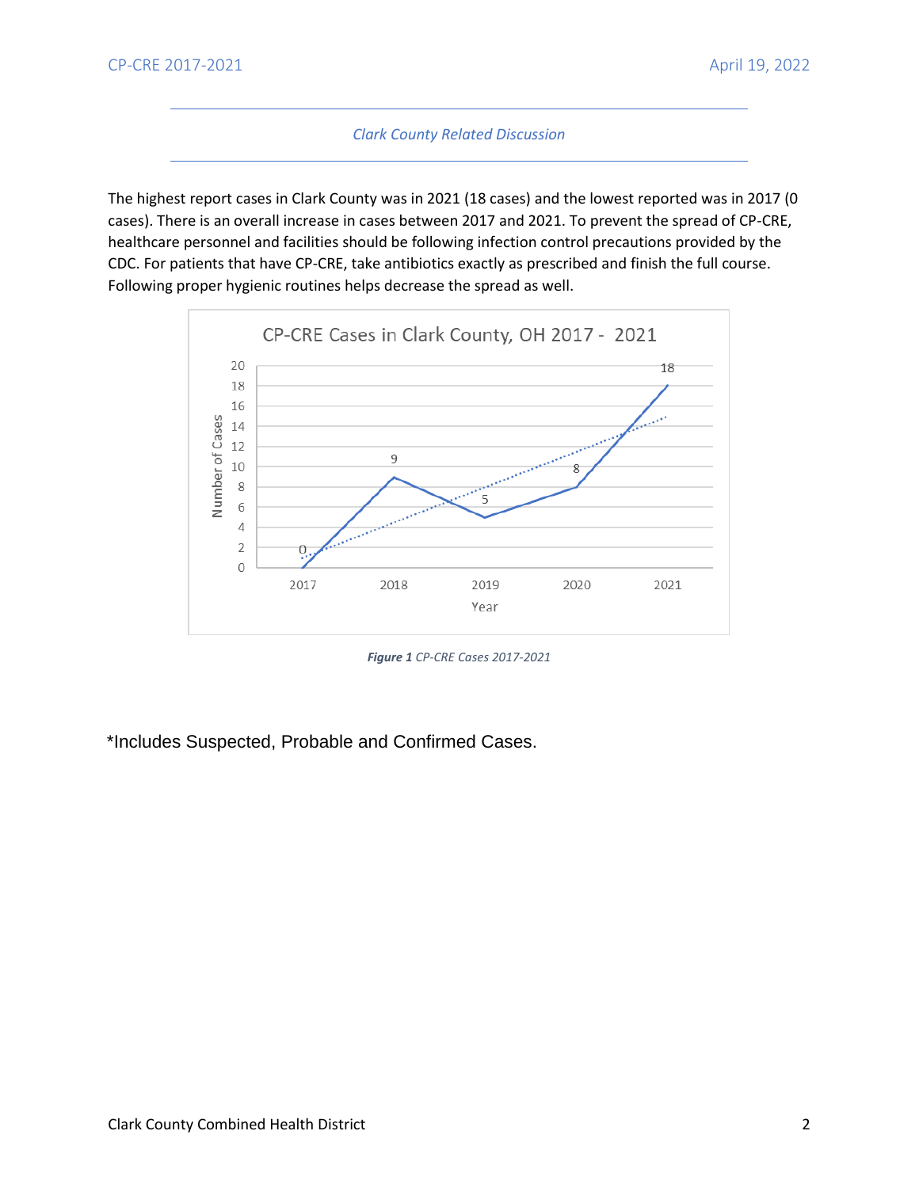*Clark County Related Discussion*

The highest report cases in Clark County was in 2021 (18 cases) and the lowest reported was in 2017 (0 cases). There is an overall increase in cases between 2017 and 2021. To prevent the spread of CP-CRE, healthcare personnel and facilities should be following infection control precautions provided by the CDC. For patients that have CP-CRE, take antibiotics exactly as prescribed and finish the full course. Following proper hygienic routines helps decrease the spread as well.

CP-CRE Cases in Clark County, OH 2017 - 2021

Number of Cases

20
18
16
14
12
10
8
6
4
2
0

0
9
5
8
18

2017
2018
2019
2020
2021

Year

***Figure 1*** *CP-CRE Cases 2017-2021*

*Includes Suspected, Probable and Confirmed Cases.